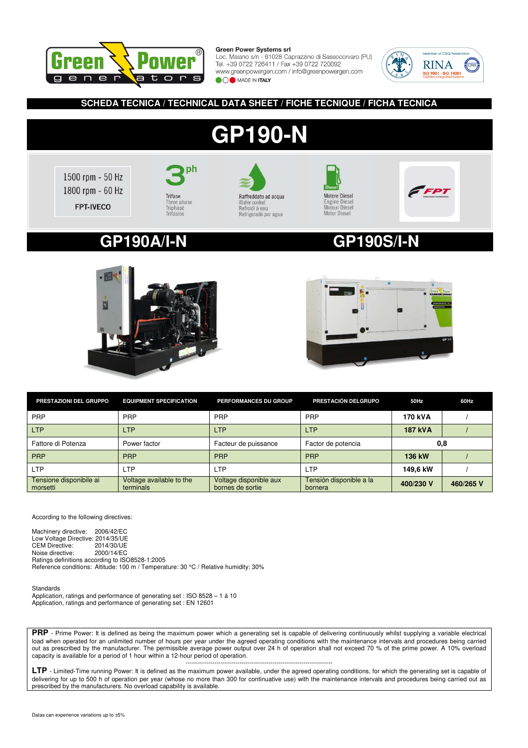**Green Power Systems srl**
Loc. Maiano s/n - 61028 Caprazzino di Sassocorvaro (PU)
Tel. +39 0722 726411 / Fax +39 0722 720092
www.greenpowergen.com / info@greenpowergen.com
MADE IN ITALY

## SCHEDA TECNICA / TECHNICAL DATA SHEET / FICHE TECNIQUE / FICHA TECNICA

# GP190-N

1500 rpm - 50 Hz
1800 rpm - 60 Hz
FPT-IVECO

Trifase
Three phase
Triphasé
Trifásico

Raffreddato ad acqua
Water cooled
Refroidi à eau
Refrigerado por agua

Motore Diesel
Engine Diesel
Moteur Diesel
Motor Diesel

## GP190A/I-N

## GP190S/I-N

| PRESTAZIONI DEL GRUPPO | EQUIPMENT SPECIFICATION | PERFORMANCES DU GROUP | PRESTACIÓN DELGRUPO | 50Hz | 60Hz |
|---|---|---|---|---|---|
| PRP | PRP | PRP | PRP | **170 kVA** | / |
| LTP | LTP | LTP | LTP | **187 kVA** | / |
| Fattore di Potenza | Power factor | Facteur de puissance | Factor de potencia | **0,8** | |
| PRP | PRP | PRP | PRP | **136 kW** | / |
| LTP | LTP | LTP | LTP | **149,6 kW** | / |
| Tensione disponibile ai morsetti | Voltage available to the terminals | Voltage disponible aux bornes de sortie | Tensión disponible a la bornera | **400/230 V** | **460/265 V** |

According to the following directives:

Machinery directive: 2006/42/EC
Low Voltage Directive: 2014/35/UE
CEM Directive: 2014/30/UE
Noise directive: 2000/14/EC
Ratings definitions according to ISO8528-1:2005
Reference conditions: Altitude: 100 m / Temperature: 30 °C / Relative humidity: 30%

Standards
Application, ratings and performance of generating set : ISO 8528 – 1 à 10
Application, ratings and performance of generating set : EN 12601

**PRP** - Prime Power: It is defined as being the maximum power which a generating set is capable of delivering continuously whilst supplying a variable electrical load when operated for an unlimited number of hours per year under the agreed operating conditions with the maintenance intervals and procedures being carried out as prescribed by the manufacturer. The permissible average power output over 24 h of operation shall not exceed 70 % of the prime power. A 10% overload capacity is available for a period of 1 hour within a 12-hour period of operation.

---

**LTP** - Limited-Time running Power: It is defined as the maximum power available, under the agreed operating conditions, for which the generating set is capable of delivering for up to 500 h of operation per year (whose no more than 300 for continuative use) with the maintenance intervals and procedures being carried out as prescribed by the manufacturers. No overload capability is available.

Datas can experience variations up to ±5%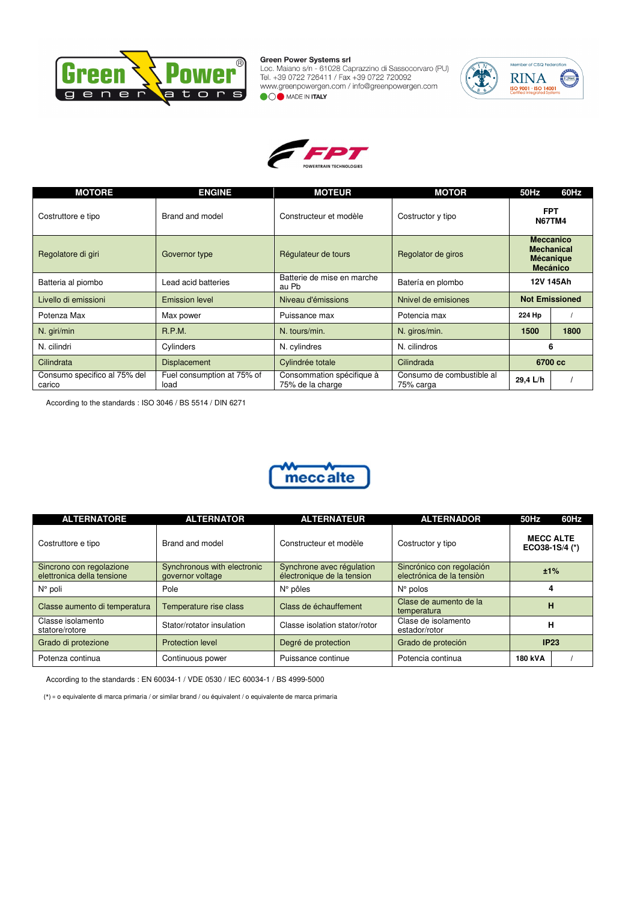**Green Power Systems srl**
Loc. Maiano s/n - 61028 Caprazzino di Sassocorvaro (PU)
Tel. +39 0722 726411 / Fax +39 0722 720092
www.greenpowergen.com / info@greenpowergen.com
MADE IN ITALY

| MOTORE | ENGINE | MOTEUR | MOTOR | 50Hz | 60Hz |
|---|---|---|---|---|---|
| Costruttore e tipo | Brand and model | Constructeur et modèle | Costructor y tipo | **FPT N67TM4** | |
| Regolatore di giri | Governor type | Régulateur de tours | Regolator de giros | **Meccanico Mechanical Mécanique Mecánico** | |
| Batteria al piombo | Lead acid batteries | Batterie de mise en marche au Pb | Batería en plombo | **12V 145Ah** | |
| Livello di emissioni | Emission level | Niveau d'émissions | Nnivel de emisiones | **Not Emissioned** | |
| Potenza Max | Max power | Puissance max | Potencia max | **224 Hp** | / |
| N. giri/min | R.P.M. | N. tours/min. | N. giros/min. | **1500** | **1800** |
| N. cilindri | Cylinders | N. cylindres | N. cilindros | **6** | |
| Cilindrata | Displacement | Cylindrée totale | Cilindrada | **6700 cc** | |
| Consumo specifico al 75% del carico | Fuel consumption at 75% of load | Consommation spécifique à 75% de la charge | Consumo de combustible al 75% carga | **29,4 L/h** | / |

According to the standards : ISO 3046 / BS 5514 / DIN 6271

| ALTERNATORE | ALTERNATOR | ALTERNATEUR | ALTERNADOR | 50Hz | 60Hz |
|---|---|---|---|---|---|
| Costruttore e tipo | Brand and model | Constructeur et modèle | Costructor y tipo | **MECC ALTE ECO38-1S/4 (\*)** | |
| Sincrono con regolazione elettronica della tensione | Synchronous with electronic governor voltage | Synchrone avec régulation électronique de la tension | Sincrónico con regolación electrónica de la tensiòn | **±1%** | |
| N° poli | Pole | N° pôles | N° polos | **4** | |
| Classe aumento di temperatura | Temperature rise class | Class de échauffement | Clase de aumento de la temperatura | **H** | |
| Classe isolamento statore/rotore | Stator/rotator insulation | Classe isolation stator/rotor | Clase de isolamento estador/rotor | **H** | |
| Grado di protezione | Protection level | Degré de protection | Grado de proteción | **IP23** | |
| Potenza continua | Continuous power | Puissance continue | Potencia continua | **180 kVA** | / |

According to the standards : EN 60034-1 / VDE 0530 / IEC 60034-1 / BS 4999-5000

(*) = o equivalente di marca primaria / or similar brand / ou équivalent / o equivalente de marca primaria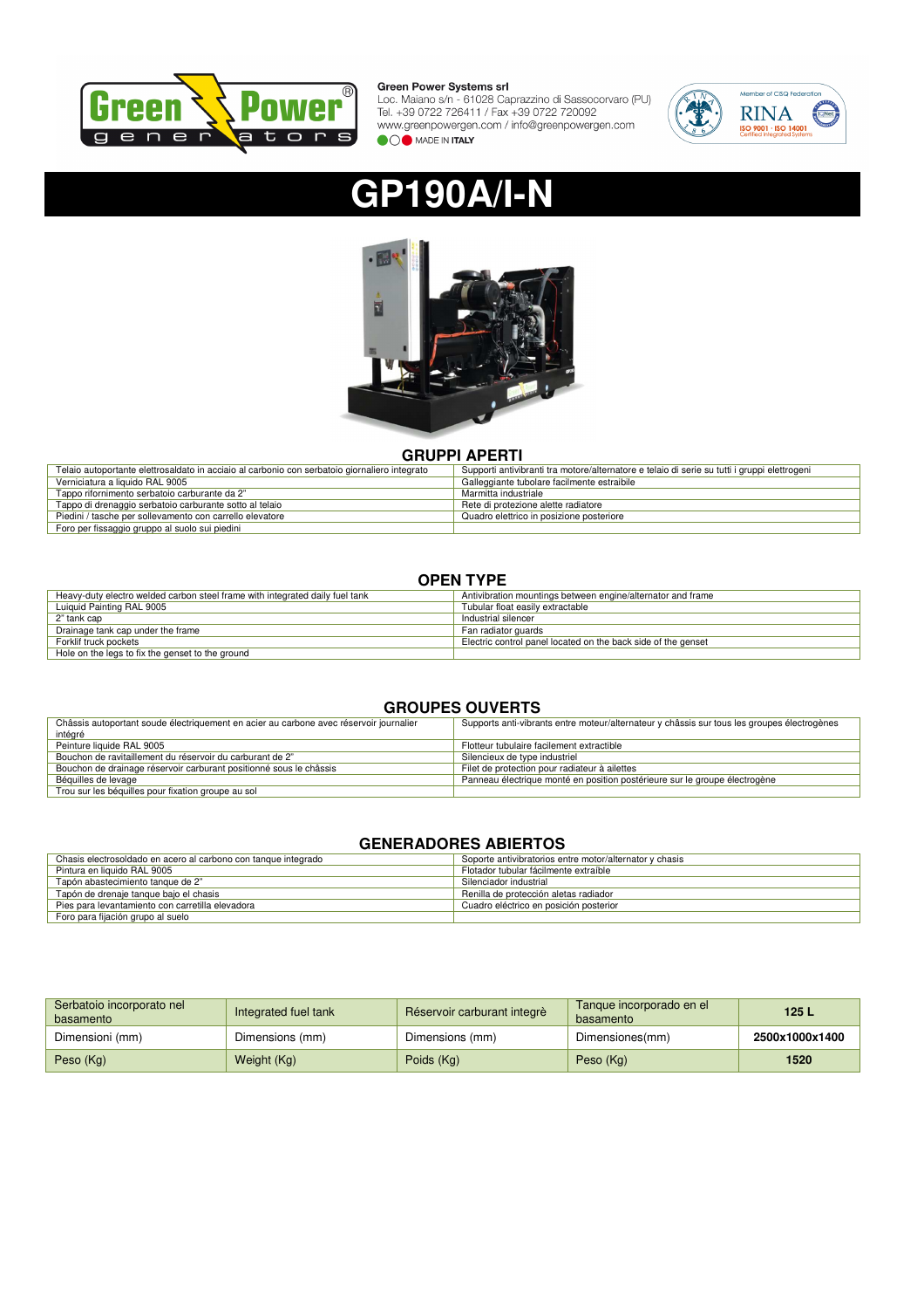**Green Power Systems srl**
Loc. Maiano s/n - 61028 Caprazzino di Sassocorvaro (PU)
Tel. +39 0722 726411 / Fax +39 0722 720092
www.greenpowergen.com / info@greenpowergen.com
MADE IN **ITALY**

# GP190A/I-N

## GRUPPI APERTI

| | |
|---|---|
| Telaio autoportante elettrosaldato in acciaio al carbonio con serbatoio giornaliero integrato | Supporti antivibranti tra motore/alternatore e telaio di serie su tutti i gruppi elettrogeni |
| Verniciatura a liquido RAL 9005 | Galleggiante tubolare facilmente estraibile |
| Tappo rifornimento serbatoio carburante da 2" | Marmitta industriale |
| Tappo di drenaggio serbatoio carburante sotto al telaio | Rete di protezione alette radiatore |
| Piedini / tasche per sollevamento con carrello elevatore | Quadro elettrico in posizione posteriore |
| Foro per fissaggio gruppo al suolo sui piedini | |

## OPEN TYPE

| | |
|---|---|
| Heavy-duty electro welded carbon steel frame with integrated daily fuel tank | Antivibration mountings between engine/alternator and frame |
| Luiquid Painting RAL 9005 | Tubular float easily extractable |
| 2" tank cap | Industrial silencer |
| Drainage tank cap under the frame | Fan radiator guards |
| Forklif truck pockets | Electric control panel located on the back side of the genset |
| Hole on the legs to fix the genset to the ground | |

## GROUPES OUVERTS

| | |
|---|---|
| Châssis autoportant soude électriquement en acier au carbone avec réservoir journalier intégré | Supports anti-vibrants entre moteur/alternateur y châssis sur tous les groupes électrogènes |
| Peinture liquide RAL 9005 | Flotteur tubulaire facilement extractible |
| Bouchon de ravitaillement du réservoir du carburant de 2" | Silencieux de type industriel |
| Bouchon de drainage réservoir carburant positionné sous le châssis | Filet de protection pour radiateur à ailettes |
| Béquilles de levage | Panneau électrique monté en position postérieure sur le groupe électrogène |
| Trou sur les béquilles pour fixation groupe au sol | |

## GENERADORES ABIERTOS

| | |
|---|---|
| Chasis electrosoldado en acero al carbono con tanque integrado | Soporte antivibratorios entre motor/alternator y chasis |
| Pintura en liquido RAL 9005 | Flotador tubular fácilmente extraíble |
| Tapón abastecimiento tanque de 2" | Silenciador industrial |
| Tapón de drenaje tanque bajo el chasis | Renilla de protección aletas radiador |
| Pies para levantamiento con carretilla elevadora | Cuadro eléctrico en posición posterior |
| Foro para fijación grupo al suelo | |

| | | | | |
|---|---|---|---|---|
| Serbatoio incorporato nel basamento | Integrated fuel tank | Réservoir carburant integrè | Tanque incorporado en el basamento | **125 L** |
| Dimensioni (mm) | Dimensions (mm) | Dimensions (mm) | Dimensiones(mm) | **2500x1000x1400** |
| Peso (Kg) | Weight (Kg) | Poids (Kg) | Peso (Kg) | **1520** |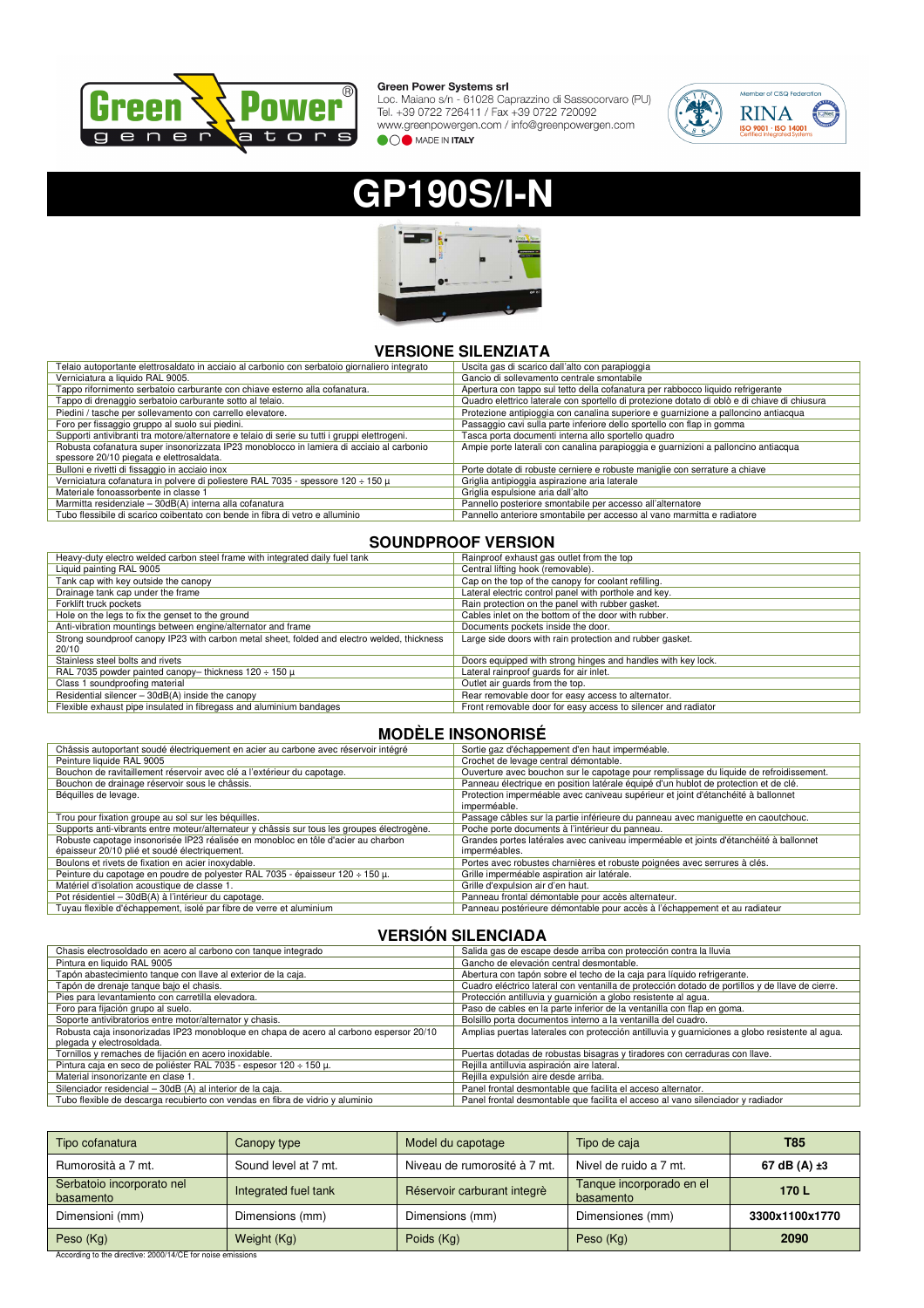**Green Power Systems srl**
Loc. Maiano s/n - 61028 Caprazzino di Sassocorvaro (PU)
Tel. +39 0722 726411 / Fax +39 0722 720092
www.greenpowergen.com / info@greenpowergen.com
MADE IN **ITALY**

# GP190S/I-N

## VERSIONE SILENZIATA

| | |
|---|---|
| Telaio autoportante elettrosaldato in acciaio al carbonio con serbatoio giornaliero integrato | Uscita gas di scarico dall'alto con parapioggia |
| Verniciatura a liquido RAL 9005. | Gancio di sollevamento centrale smontabile |
| Tappo rifornimento serbatoio carburante con chiave esterno alla cofanatura. | Apertura con tappo sul tetto della cofanatura per rabbocco liquido refrigerante |
| Tappo di drenaggio serbatoio carburante sotto al telaio. | Quadro elettrico laterale con sportello di protezione dotato di oblò e di chiave di chiusura |
| Piedini / tasche per sollevamento con carrello elevatore. | Protezione antipioggia con canalina superiore e guarnizione a palloncino antiacqua |
| Foro per fissaggio gruppo al suolo sui piedini. | Passaggio cavi sulla parte inferiore dello sportello con flap in gomma |
| Supporti antivibranti tra motore/alternatore e telaio di serie su tutti i gruppi elettrogeni. | Tasca porta documenti interna allo sportello quadro |
| Robusta cofanatura super insonorizzata IP23 monoblocco in lamiera di acciaio al carbonio spessore 20/10 piegata e elettrosaldata. | Ampie porte laterali con canalina parapioggia e guarnizioni a palloncino antiacqua |
| Bulloni e rivetti di fissaggio in acciaio inox | Porte dotate di robuste cerniere e robuste maniglie con serrature a chiave |
| Verniciatura cofanatura in polvere di poliestere RAL 7035 - spessore 120 ÷ 150 µ | Griglia antipioggia aspirazione aria laterale |
| Materiale fonoassorbente in classe 1 | Griglia espulsione aria dall'alto |
| Marmitta residenziale – 30dB(A) interna alla cofanatura | Pannello posteriore smontabile per accesso all'alternatore |
| Tubo flessibile di scarico coibentato con bende in fibra di vetro e alluminio | Pannello anteriore smontabile per accesso al vano marmitta e radiatore |

## SOUNDPROOF VERSION

| | |
|---|---|
| Heavy-duty electro welded carbon steel frame with integrated daily fuel tank | Rainproof exhaust gas outlet from the top |
| Liquid painting RAL 9005 | Central lifting hook (removable). |
| Tank cap with key outside the canopy | Cap on the top of the canopy for coolant refilling. |
| Drainage tank cap under the frame | Lateral electric control panel with porthole and key. |
| Forklift truck pockets | Rain protection on the panel with rubber gasket. |
| Hole on the legs to fix the genset to the ground | Cables inlet on the bottom of the door with rubber. |
| Anti-vibration mountings between engine/alternator and frame | Documents pockets inside the door. |
| Strong soundproof canopy IP23 with carbon metal sheet, folded and electro welded, thickness 20/10 | Large side doors with rain protection and rubber gasket. |
| Stainless steel bolts and rivets | Doors equipped with strong hinges and handles with key lock. |
| RAL 7035 powder painted canopy– thickness 120 ÷ 150 µ | Lateral rainproof guards for air inlet. |
| Class 1 soundproofing material | Outlet air guards from the top. |
| Residential silencer – 30dB(A) inside the canopy | Rear removable door for easy access to alternator. |
| Flexible exhaust pipe insulated in fibregass and aluminium bandages | Front removable door for easy access to silencer and radiator |

## MODÈLE INSONORISÉ

| | |
|---|---|
| Châssis autoportant soudé électriquement en acier au carbone avec réservoir intégré | Sortie gaz d'échappement d'en haut imperméable. |
| Peinture liquide RAL 9005 | Crochet de levage central démontable. |
| Bouchon de ravitaillement réservoir avec clé a l'extérieur du capotage. | Ouverture avec bouchon sur le capotage pour remplissage du liquide de refroidissement. |
| Bouchon de drainage réservoir sous le châssis. | Panneau électrique en position latérale équipé d'un hublot de protection et de clé. |
| Béquilles de levage. | Protection imperméable avec caniveau supérieur et joint d'étanchéité à ballonnet imperméable. |
| Trou pour fixation groupe au sol sur les béquilles. | Passage câbles sur la partie inférieure du panneau avec maniguette en caoutchouc. |
| Supports anti-vibrants entre moteur/alternateur y châssis sur tous les groupes électrogène. | Poche porte documents à l'intérieur du panneau. |
| Robuste capotage insonorisée IP23 réalisée en monobloc en tôle d'acier au charbon épaisseur 20/10 plié et soudé électriquement. | Grandes portes latérales avec caniveau imperméable et joints d'étanchéité à ballonnet imperméables. |
| Boulons et rivets de fixation en acier inoxydable. | Portes avec robustes charnières et robuste poignées avec serrures à clés. |
| Peinture du capotage en poudre de polyester RAL 7035 - épaisseur 120 ÷ 150 µ. | Grille imperméable aspiration air latérale. |
| Matériel d'isolation acoustique de classe 1. | Grille d'expulsion air d'en haut. |
| Pot résidentiel – 30dB(A) à l'intérieur du capotage. | Panneau frontal démontable pour accès alternateur. |
| Tuyau flexible d'échappement, isolé par fibre de verre et aluminium | Panneau postérieure démontable pour accès à l'échappement et au radiateur |

## VERSIÓN SILENCIADA

| | |
|---|---|
| Chasis electrosoldado en acero al carbono con tanque integrado | Salida gas de escape desde arriba con protección contra la lluvia |
| Pintura en liquido RAL 9005 | Gancho de elevación central desmontable. |
| Tapón abastecimiento tanque con llave al exterior de la caja. | Abertura con tapón sobre el techo de la caja para líquido refrigerante. |
| Tapón de drenaje tanque bajo el chasis. | Cuadro eléctrico lateral con ventanilla de protección dotado de portillos y de llave de cierre. |
| Pies para levantamiento con carretilla elevadora. | Protección antilluvia y guarnición a globo resistente al agua. |
| Foro para fijación grupo al suelo. | Paso de cables en la parte inferior de la ventanilla con flap en goma. |
| Soporte antivibratorios entre motor/alternator y chasis. | Bolsillo porta documentos interno a la ventanilla del cuadro. |
| Robusta caja insonorizadas IP23 monobloque en chapa de acero al carbono espersor 20/10 plegada y electrosoldada. | Amplias puertas laterales con protección antilluvia y guarniciones a globo resistente al agua. |
| Tornillos y remaches de fijación en acero inoxidable. | Puertas dotadas de robustas bisagras y tiradores con cerraduras con llave. |
| Pintura caja en seco de poliéster RAL 7035 - espesor 120 ÷ 150 µ. | Rejilla antilluvia aspiración aire lateral. |
| Material insonorizante en clase 1. | Rejilla expulsión aire desde arriba. |
| Silenciador residencial – 30dB (A) al interior de la caja. | Panel frontal desmontable que facilita el acceso alternator. |
| Tubo flexible de descarga recubierto con vendas en fibra de vidrio y aluminio | Panel frontal desmontable que facilita el acceso al vano silenciador y radiador |

| Tipo cofanatura | Canopy type | Model du capotage | Tipo de caja | **T85** |
|---|---|---|---|---|
| Rumorosità a 7 mt. | Sound level at 7 mt. | Niveau de rumorosité à 7 mt. | Nivel de ruido a 7 mt. | **67 dB (A) ±3** |
| Serbatoio incorporato nel basamento | Integrated fuel tank | Réservoir carburant integrè | Tanque incorporado en el basamento | **170 L** |
| Dimensioni (mm) | Dimensions (mm) | Dimensions (mm) | Dimensiones (mm) | **3300x1100x1770** |
| Peso (Kg) | Weight (Kg) | Poids (Kg) | Peso (Kg) | **2090** |

According to the directive: 2000/14/CE for noise emissions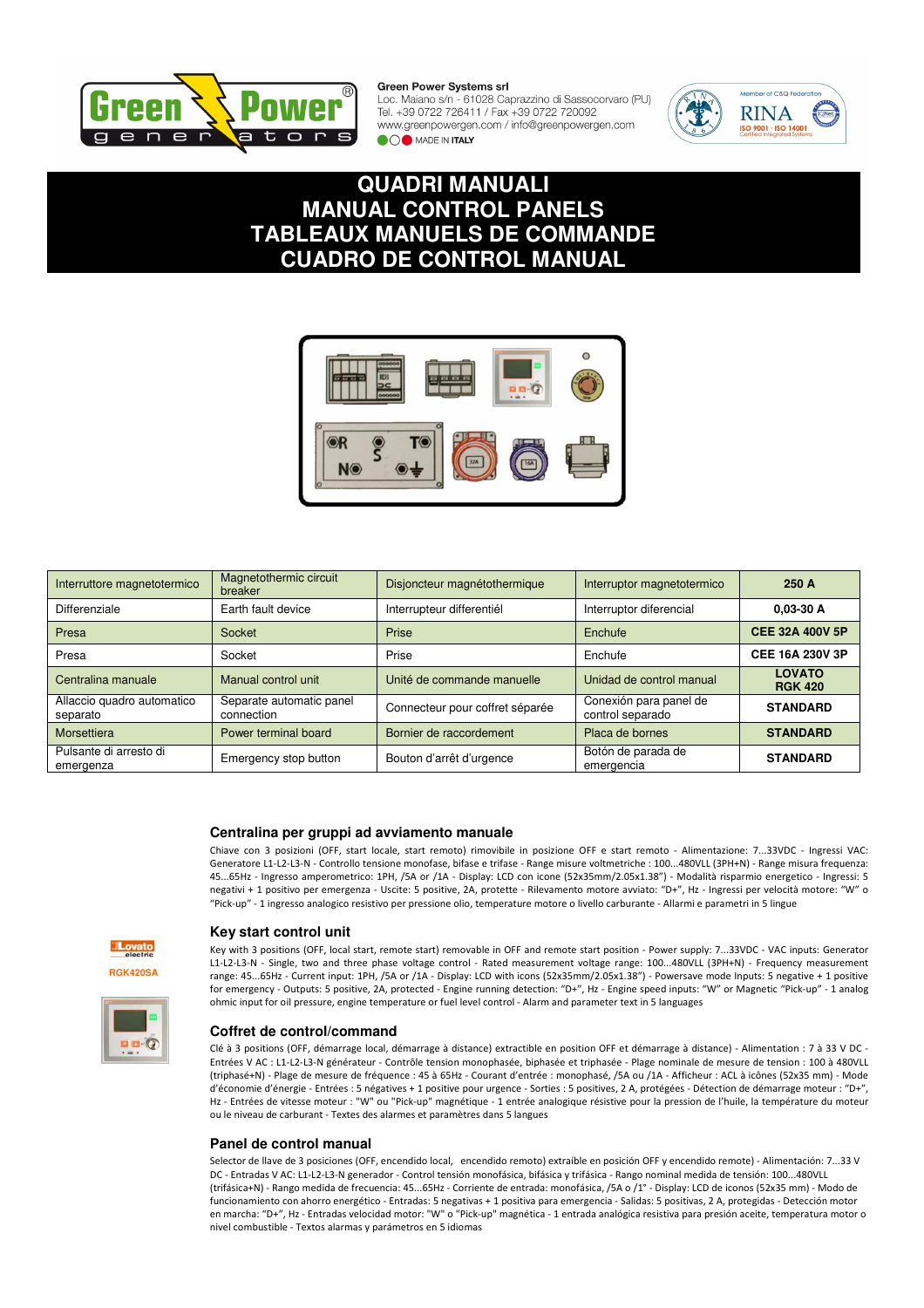Green Power Systems srl
Loc. Maiano s/n - 61028 Caprazzino di Sassocorvaro (PU)
Tel. +39 0722 726411 / Fax +39 0722 720092
www.greenpowergen.com / info@greenpowergen.com
MADE IN ITALY

# QUADRI MANUALI
# MANUAL CONTROL PANELS
# TABLEAUX MANUELS DE COMMANDE
# CUADRO DE CONTROL MANUAL

| Interruttore magnetotermico | Magnetothermic circuit breaker | Disjoncteur magnétothermique | Interruptor magnetotermico | **250 A** |
|---|---|---|---|---|
| Differenziale | Earth fault device | Interrupteur differentiél | Interruptor diferencial | **0,03-30 A** |
| Presa | Socket | Prise | Enchufe | **CEE 32A 400V 5P** |
| Presa | Socket | Prise | Enchufe | **CEE 16A 230V 3P** |
| Centralina manuale | Manual control unit | Unité de commande manuelle | Unidad de control manual | **LOVATO RGK 420** |
| Allaccio quadro automatico separato | Separate automatic panel connection | Connecteur pour coffret séparée | Conexión para panel de control separado | **STANDARD** |
| Morsettiera | Power terminal board | Bornier de raccordement | Placa de bornes | **STANDARD** |
| Pulsante di arresto di emergenza | Emergency stop button | Bouton d'arrêt d'urgence | Botón de parada de emergencia | **STANDARD** |

## Centralina per gruppi ad avviamento manuale

Chiave con 3 posizioni (OFF, start locale, start remoto) rimovibile in posizione OFF e start remoto - Alimentazione: 7...33VDC - Ingressi VAC: Generatore L1-L2-L3-N - Controllo tensione monofase, bifase e trifase - Range misure voltmetriche : 100...480VLL (3PH+N) - Range misura frequenza: 45...65Hz - Ingresso amperometrico: 1PH, /5A or /1A - Display: LCD con icone (52x35mm/2.05x1.38") - Modalità risparmio energetico - Ingressi: 5 negativi + 1 positivo per emergenza - Uscite: 5 positive, 2A, protette - Rilevamento motore avviato: "D+", Hz - Ingressi per velocità motore: "W" o "Pick-up" - 1 ingresso analogico resistivo per pressione olio, temperature motore o livello carburante - Allarmi e parametri in 5 lingue

Lovato electric
RGK420SA

## Key start control unit

Key with 3 positions (OFF, local start, remote start) removable in OFF and remote start position - Power supply: 7...33VDC - VAC inputs: Generator L1-L2-L3-N - Single, two and three phase voltage control - Rated measurement voltage range: 100...480VLL (3PH+N) - Frequency measurement range: 45...65Hz - Current input: 1PH, /5A or /1A - Display: LCD with icons (52x35mm/2.05x1.38") - Powersave mode Inputs: 5 negative + 1 positive for emergency - Outputs: 5 positive, 2A, protected - Engine running detection: "D+", Hz - Engine speed inputs: "W" or Magnetic "Pick-up" - 1 analog ohmic input for oil pressure, engine temperature or fuel level control - Alarm and parameter text in 5 languages

## Coffret de control/command

Clé à 3 positions (OFF, démarrage local, démarrage à distance) extractible en position OFF et démarrage à distance) - Alimentation : 7 à 33 V DC - Entrées V AC : L1-L2-L3-N générateur - Contrôle tension monophasée, biphasée et triphasée - Plage nominale de mesure de tension : 100 à 480VLL (triphasé+N) - Plage de mesure de fréquence : 45 à 65Hz - Courant d'entrée : monophasé, /5A ou /1A - Afficheur : ACL à icônes (52x35 mm) - Mode d'économie d'énergie - Entrées : 5 négatives + 1 positive pour urgence - Sorties : 5 positives, 2 A, protégées - Détection de démarrage moteur : "D+", Hz - Entrées de vitesse moteur : "W" ou "Pick-up" magnétique - 1 entrée analogique résistive pour la pression de l'huile, la température du moteur ou le niveau de carburant - Textes des alarmes et paramètres dans 5 langues

## Panel de control manual

Selector de llave de 3 posiciones (OFF, encendido local, encendido remoto) extraíble en posición OFF y encendido remoto) - Alimentación: 7...33 V DC - Entradas V AC: L1-L2-L3-N generador - Control tensión monofásica, bifásica y trifásica - Rango nominal medida de tensión: 100...480VLL (trifásica+N) - Rango medida de frecuencia: 45...65Hz - Corriente de entrada: monofásica, /5A o /1° - Display: LCD de iconos (52x35 mm) - Modo de funcionamiento con ahorro energético - Entradas: 5 negativas + 1 positiva para emergencia - Salidas: 5 positivas, 2 A, protegidas - Detección motor en marcha: "D+", Hz - Entradas velocidad motor: "W" o "Pick-up" magnética - 1 entrada analógica resistiva para presión aceite, temperatura motor o nivel combustible - Textos alarmas y parámetros en 5 idiomas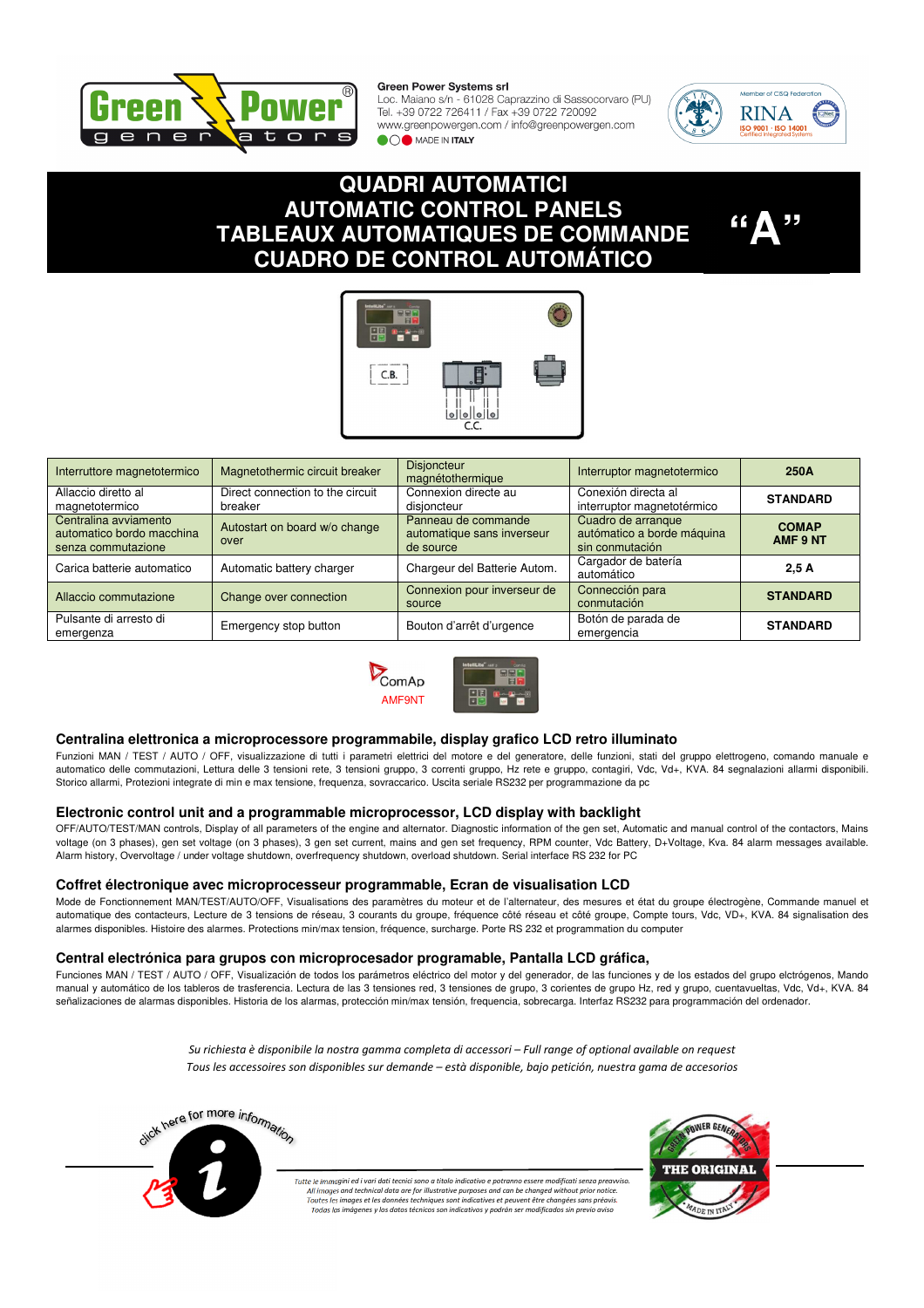Green Power Systems srl
Loc. Maiano s/n - 61028 Caprazzino di Sassocorvaro (PU)
Tel. +39 0722 726411 / Fax +39 0722 720092
www.greenpowergen.com / info@greenpowergen.com
MADE IN ITALY

# QUADRI AUTOMATICI
# AUTOMATIC CONTROL PANELS
# TABLEAUX AUTOMATIQUES DE COMMANDE
# CUADRO DE CONTROL AUTOMÁTICO

# "A"

C.B.

C.C.

| | | | | |
|---|---|---|---|---|
| Interruttore magnetotermico | Magnetothermic circuit breaker | Disjoncteur magnétothermique | Interruptor magnetotermico | **250A** |
| Allaccio diretto al magnetotermico | Direct connection to the circuit breaker | Connexion directe au disjoncteur | Conexión directa al interruptor magnetotérmico | **STANDARD** |
| Centralina avviamento automatico bordo macchina senza commutazione | Autostart on board w/o change over | Panneau de commande automatique sans inverseur de source | Cuadro de arranque autómatico a borde máquina sin conmutación | **COMAP AMF 9 NT** |
| Carica batterie automatico | Automatic battery charger | Chargeur del Batterie Autom. | Cargador de batería automático | **2,5 A** |
| Allaccio commutazione | Change over connection | Connexion pour inverseur de source | Connección para conmutación | **STANDARD** |
| Pulsante di arresto di emergenza | Emergency stop button | Bouton d'arrêt d'urgence | Botón de parada de emergencia | **STANDARD** |

ComAp
AMF9NT

### Centralina elettronica a microprocessore programmabile, display grafico LCD retro illuminato

Funzioni MAN / TEST / AUTO / OFF, visualizzazione di tutti i parametri elettrici del motore e del generatore, delle funzioni, stati del gruppo elettrogeno, comando manuale e automatico delle commutazioni, Lettura delle 3 tensioni rete, 3 tensioni gruppo, 3 correnti gruppo, Hz rete e gruppo, contagiri, Vdc, Vd+, KVA. 84 segnalazioni allarmi disponibili. Storico allarmi, Protezioni integrate di min e max tensione, frequenza, sovraccarico. Uscita seriale RS232 per programmazione da pc

### Electronic control unit and a programmable microprocessor, LCD display with backlight

OFF/AUTO/TEST/MAN controls, Display of all parameters of the engine and alternator. Diagnostic information of the gen set, Automatic and manual control of the contactors, Mains voltage (on 3 phases), gen set voltage (on 3 phases), 3 gen set current, mains and gen set frequency, RPM counter, Vdc Battery, D+Voltage, Kva. 84 alarm messages available. Alarm history, Overvoltage / under voltage shutdown, overfrequency shutdown, overload shutdown. Serial interface RS 232 for PC

### Coffret électronique avec microprocesseur programmable, Ecran de visualisation LCD

Mode de Fonctionnement MAN/TEST/AUTO/OFF, Visualisations des paramètres du moteur et de l'alternateur, des mesures et état du groupe électrogène, Commande manuel et automatique des contacteurs, Lecture de 3 tensions de réseau, 3 courants du groupe, fréquence côté réseau et côté groupe, Compte tours, Vdc, VD+, KVA. 84 signalisation des alarmes disponibles. Histoire des alarmes. Protections min/max tension, fréquence, surcharge. Porte RS 232 et programmation du computer

### Central electrónica para grupos con microprocesador programable, Pantalla LCD gráfica,

Funciones MAN / TEST / AUTO / OFF, Visualización de todos los parámetros eléctrico del motor y del generador, de las funciones y de los estados del grupo elctrógenos, Mando manual y automático de los tableros de trasferencia. Lectura de las 3 tensiones red, 3 tensiones de grupo, 3 corientes de grupo Hz, red y grupo, cuentavueltas, Vdc, Vd+, KVA. 84 señalizaciones de alarmas disponibles. Historia de los alarmas, protección min/max tensión, frequencia, sobrecarga. Interfaz RS232 para programmación del ordenador.

*Su richiesta è disponibile la nostra gamma completa di accessori – Full range of optional available on request*
*Tous les accessoires son disponibles sur demande – està disponible, bajo petición, nuestra gama de accesorios*

click here for more information

*Tutte le immagini ed i vari dati tecnici sono a titolo indicativo e potranno essere modificati senza preavviso.*
*All images and technical data are for illustrative purposes and can be changed without prior notice.*
*Toutes les images et les données techniques sont indicatives et peuvent être changées sans préavis.*
*Todas las imágenes y los datos técnicos son indicativos y podrán ser modificados sin previo aviso*

GREEN POWER GENERATORS – THE ORIGINAL – MADE IN ITALY